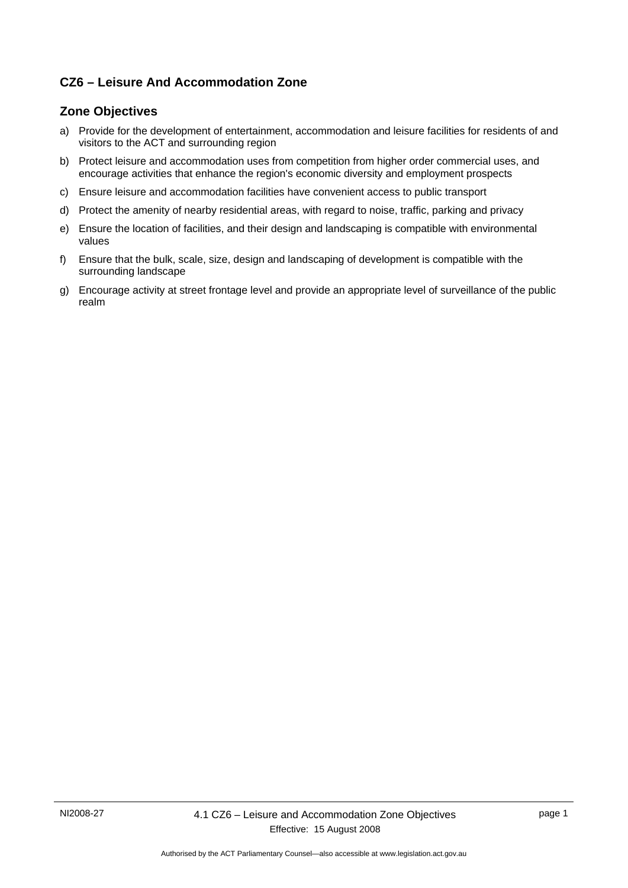## CZ6 – Leisure And Accommodation Zone

### Zone Objectives

a) Provide for the development of entertainment, accommodation and leisure facilities for residents of and visitors to the ACT and surrounding region

b) Protect leisure and accommodation uses from competition from higher order commercial uses, and encourage activities that enhance the region's economic diversity and employment prospects

c) Ensure leisure and accommodation facilities have convenient access to public transport

d) Protect the amenity of nearby residential areas, with regard to noise, traffic, parking and privacy

e) Ensure the location of facilities, and their design and landscaping is compatible with environmental values

f) Ensure that the bulk, scale, size, design and landscaping of development is compatible with the surrounding landscape

g) Encourage activity at street frontage level and provide an appropriate level of surveillance of the public realm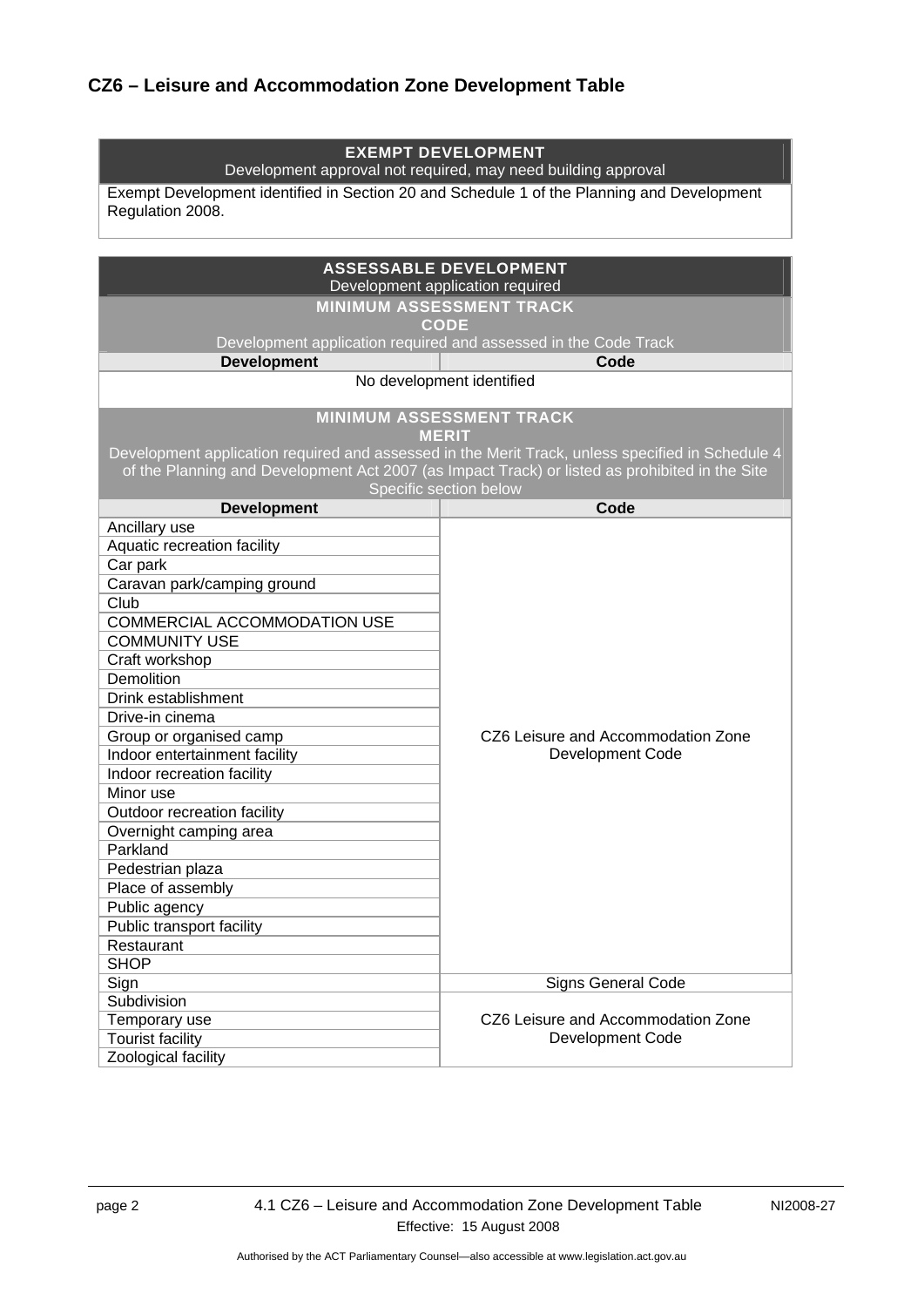## CZ6 – Leisure and Accommodation Zone Development Table

| **EXEMPT DEVELOPMENT**<br>Development approval not required, may need building approval |
|---|
| Exempt Development identified in Section 20 and Schedule 1 of the Planning and Development Regulation 2008. |

| **ASSESSABLE DEVELOPMENT**<br>Development application required | |
|---|---|
| **MINIMUM ASSESSMENT TRACK**<br>**CODE**<br>Development application required and assessed in the Code Track | |
| **Development** | **Code** |
| No development identified | |
| **MINIMUM ASSESSMENT TRACK**<br>**MERIT**<br>Development application required and assessed in the Merit Track, unless specified in Schedule 4 of the Planning and Development Act 2007 (as Impact Track) or listed as prohibited in the Site Specific section below | |
| **Development** | **Code** |
| Ancillary use | CZ6 Leisure and Accommodation Zone Development Code |
| Aquatic recreation facility | |
| Car park | |
| Caravan park/camping ground | |
| Club | |
| COMMERCIAL ACCOMMODATION USE | |
| COMMUNITY USE | |
| Craft workshop | |
| Demolition | |
| Drink establishment | |
| Drive-in cinema | |
| Group or organised camp | |
| Indoor entertainment facility | |
| Indoor recreation facility | |
| Minor use | |
| Outdoor recreation facility | |
| Overnight camping area | |
| Parkland | |
| Pedestrian plaza | |
| Place of assembly | |
| Public agency | |
| Public transport facility | |
| Restaurant | |
| SHOP | |
| Sign | Signs General Code |
| Subdivision | CZ6 Leisure and Accommodation Zone Development Code |
| Temporary use | |
| Tourist facility | |
| Zoological facility | |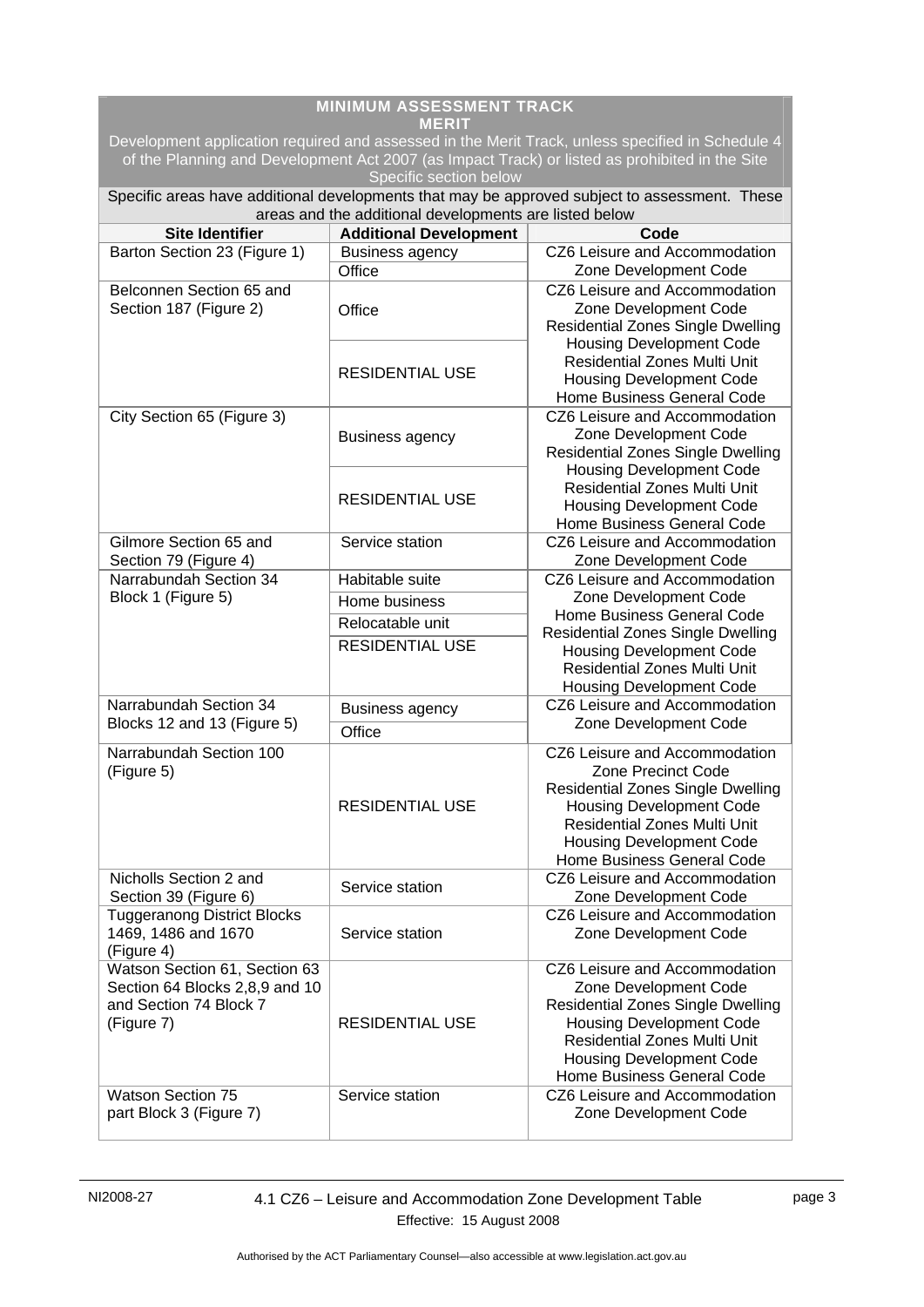| MINIMUM ASSESSMENT TRACK<br>MERIT<br>Development application required and assessed in the Merit Track, unless specified in Schedule 4 of the Planning and Development Act 2007 (as Impact Track) or listed as prohibited in the Site Specific section below | | |
|---|---|---|
| Specific areas have additional developments that may be approved subject to assessment. These areas and the additional developments are listed below | | |
| **Site Identifier** | **Additional Development** | **Code** |
| Barton Section 23 (Figure 1) | Business agency<br>Office | CZ6 Leisure and Accommodation Zone Development Code |
| Belconnen Section 65 and Section 187 (Figure 2) | Office<br>RESIDENTIAL USE | CZ6 Leisure and Accommodation Zone Development Code<br>Residential Zones Single Dwelling Housing Development Code<br>Residential Zones Multi Unit Housing Development Code<br>Home Business General Code |
| City Section 65 (Figure 3) | Business agency<br>RESIDENTIAL USE | CZ6 Leisure and Accommodation Zone Development Code<br>Residential Zones Single Dwelling Housing Development Code<br>Residential Zones Multi Unit Housing Development Code<br>Home Business General Code |
| Gilmore Section 65 and Section 79 (Figure 4) | Service station | CZ6 Leisure and Accommodation Zone Development Code |
| Narrabundah Section 34 Block 1 (Figure 5) | Habitable suite<br>Home business<br>Relocatable unit<br>RESIDENTIAL USE | CZ6 Leisure and Accommodation Zone Development Code<br>Home Business General Code<br>Residential Zones Single Dwelling Housing Development Code<br>Residential Zones Multi Unit Housing Development Code |
| Narrabundah Section 34 Blocks 12 and 13 (Figure 5) | Business agency<br>Office | CZ6 Leisure and Accommodation Zone Development Code |
| Narrabundah Section 100 (Figure 5) | RESIDENTIAL USE | CZ6 Leisure and Accommodation Zone Precinct Code<br>Residential Zones Single Dwelling Housing Development Code<br>Residential Zones Multi Unit Housing Development Code<br>Home Business General Code |
| Nicholls Section 2 and Section 39 (Figure 6) | Service station | CZ6 Leisure and Accommodation Zone Development Code |
| Tuggeranong District Blocks 1469, 1486 and 1670 (Figure 4) | Service station | CZ6 Leisure and Accommodation Zone Development Code |
| Watson Section 61, Section 63 Section 64 Blocks 2,8,9 and 10 and Section 74 Block 7 (Figure 7) | RESIDENTIAL USE | CZ6 Leisure and Accommodation Zone Development Code<br>Residential Zones Single Dwelling Housing Development Code<br>Residential Zones Multi Unit Housing Development Code<br>Home Business General Code |
| Watson Section 75 part Block 3 (Figure 7) | Service station | CZ6 Leisure and Accommodation Zone Development Code |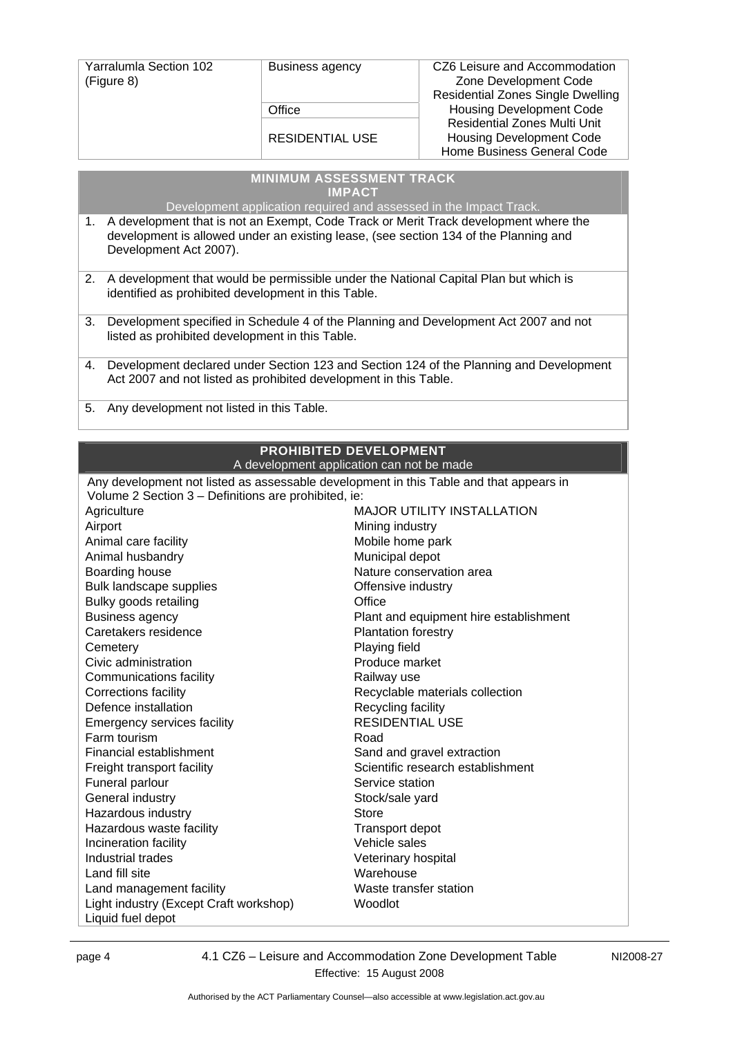| Yarralumla Section 102 (Figure 8) | Business agency | CZ6 Leisure and Accommodation Zone Development Code<br>Residential Zones Single Dwelling Housing Development Code<br>Residential Zones Multi Unit Housing Development Code<br>Home Business General Code |
|---|---|---|
| | Office | |
| | RESIDENTIAL USE | |

| **MINIMUM ASSESSMENT TRACK**<br>**IMPACT**<br>Development application required and assessed in the Impact Track. |
|---|
| 1. A development that is not an Exempt, Code Track or Merit Track development where the development is allowed under an existing lease, (see section 134 of the Planning and Development Act 2007). |
| 2. A development that would be permissible under the National Capital Plan but which is identified as prohibited development in this Table. |
| 3. Development specified in Schedule 4 of the Planning and Development Act 2007 and not listed as prohibited development in this Table. |
| 4. Development declared under Section 123 and Section 124 of the Planning and Development Act 2007 and not listed as prohibited development in this Table. |
| 5. Any development not listed in this Table. |

| **PROHIBITED DEVELOPMENT**<br>A development application can not be made | |
|---|---|
| Any development not listed as assessable development in this Table and that appears in Volume 2 Section 3 – Definitions are prohibited, ie: | |
| Agriculture | MAJOR UTILITY INSTALLATION |
| Airport | Mining industry |
| Animal care facility | Mobile home park |
| Animal husbandry | Municipal depot |
| Boarding house | Nature conservation area |
| Bulk landscape supplies | Offensive industry |
| Bulky goods retailing | Office |
| Business agency | Plant and equipment hire establishment |
| Caretakers residence | Plantation forestry |
| Cemetery | Playing field |
| Civic administration | Produce market |
| Communications facility | Railway use |
| Corrections facility | Recyclable materials collection |
| Defence installation | Recycling facility |
| Emergency services facility | RESIDENTIAL USE |
| Farm tourism | Road |
| Financial establishment | Sand and gravel extraction |
| Freight transport facility | Scientific research establishment |
| Funeral parlour | Service station |
| General industry | Stock/sale yard |
| Hazardous industry | Store |
| Hazardous waste facility | Transport depot |
| Incineration facility | Vehicle sales |
| Industrial trades | Veterinary hospital |
| Land fill site | Warehouse |
| Land management facility | Waste transfer station |
| Light industry (Except Craft workshop) | Woodlot |
| Liquid fuel depot | |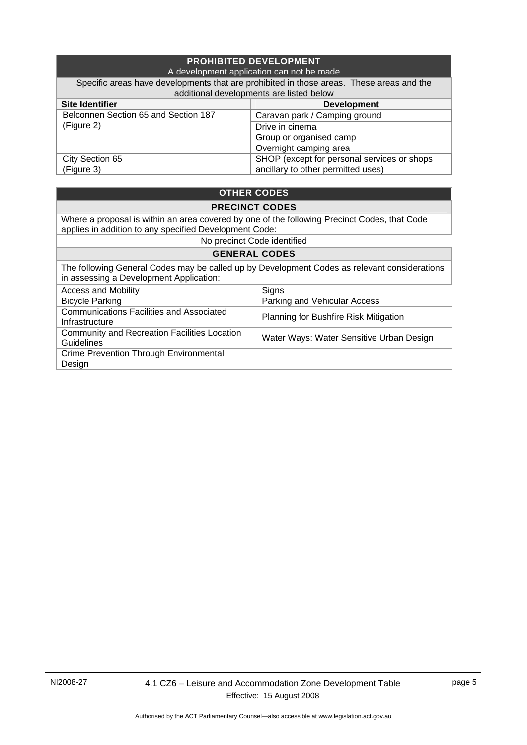## PROHIBITED DEVELOPMENT

A development application can not be made

Specific areas have developments that are prohibited in those areas. These areas and the additional developments are listed below

| Site Identifier | Development |
| --- | --- |
| Belconnen Section 65 and Section 187 (Figure 2) | Caravan park / Camping ground |
| | Drive in cinema |
| | Group or organised camp |
| | Overnight camping area |
| City Section 65 (Figure 3) | SHOP (except for personal services or shops ancillary to other permitted uses) |

## OTHER CODES

### PRECINCT CODES

Where a proposal is within an area covered by one of the following Precinct Codes, that Code applies in addition to any specified Development Code:

No precinct Code identified

### GENERAL CODES

The following General Codes may be called up by Development Codes as relevant considerations in assessing a Development Application:

| | |
| --- | --- |
| Access and Mobility | Signs |
| Bicycle Parking | Parking and Vehicular Access |
| Communications Facilities and Associated Infrastructure | Planning for Bushfire Risk Mitigation |
| Community and Recreation Facilities Location Guidelines | Water Ways: Water Sensitive Urban Design |
| Crime Prevention Through Environmental Design | |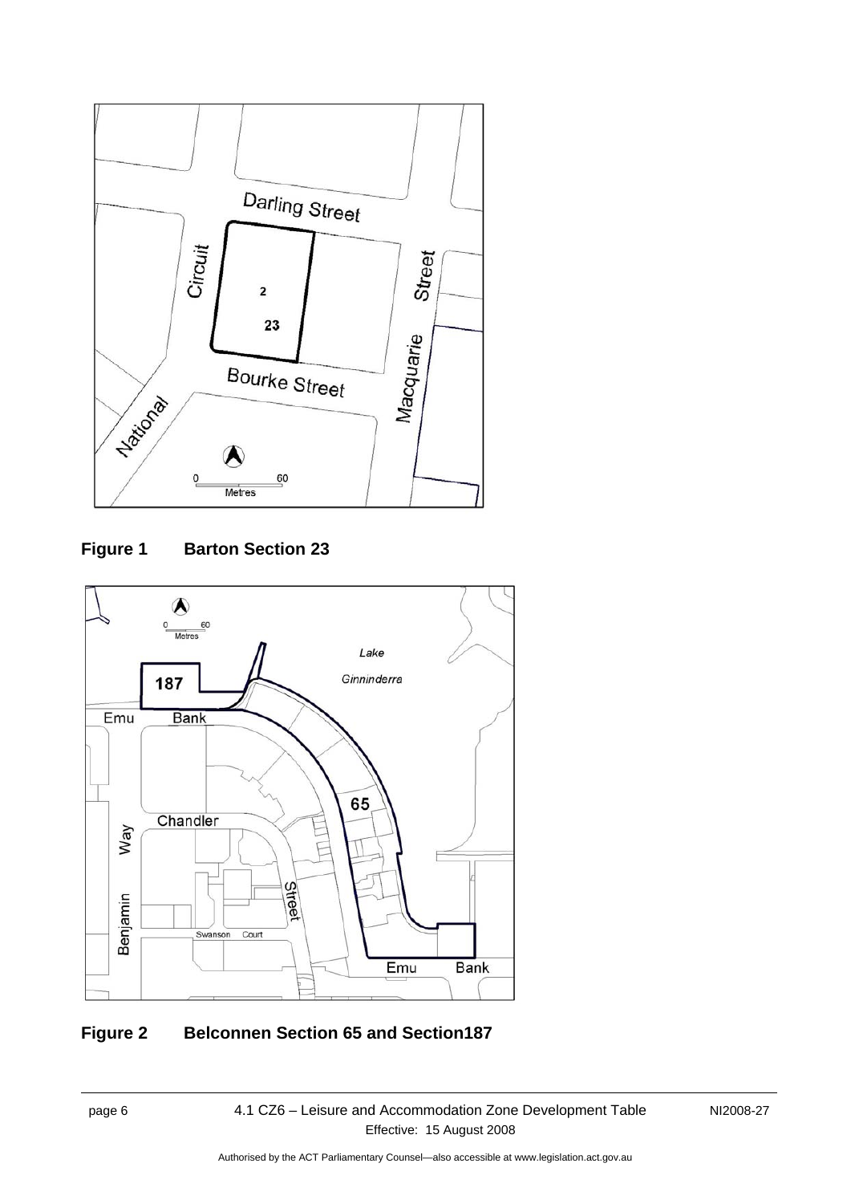**Figure 1 Barton Section 23**

**Figure 2 Belconnen Section 65 and Section187**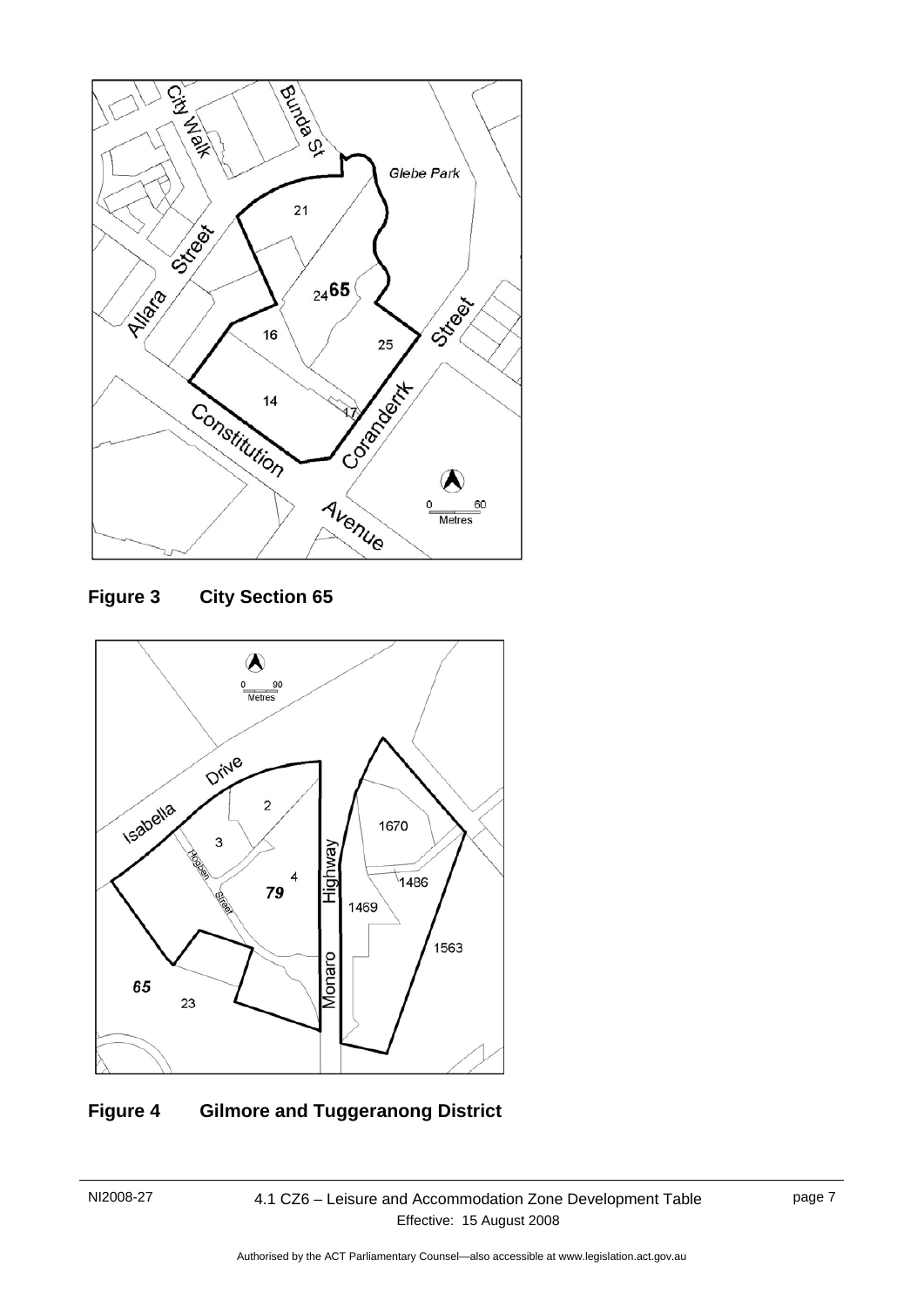**Figure 3 City Section 65**

**Figure 4 Gilmore and Tuggeranong District**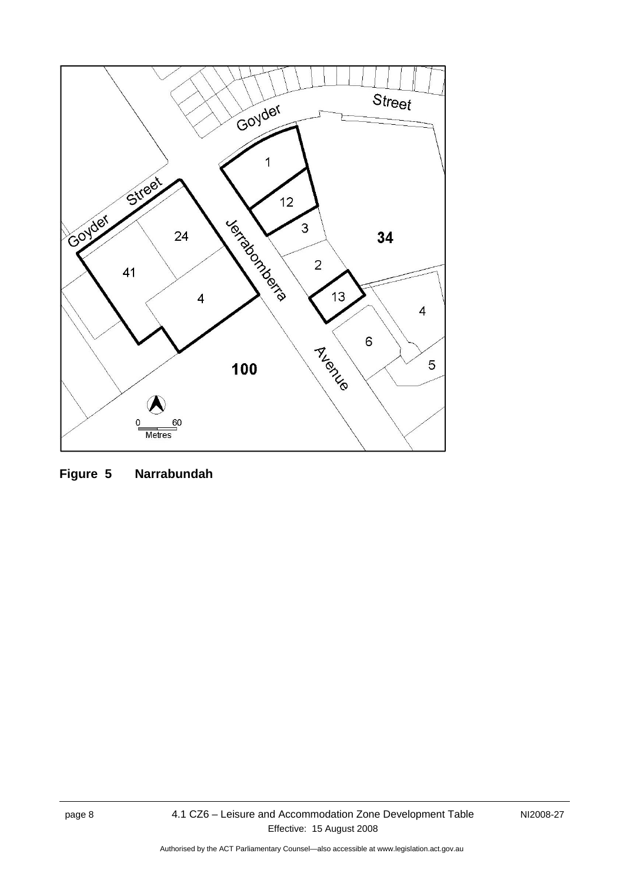**Figure 5 Narrabundah**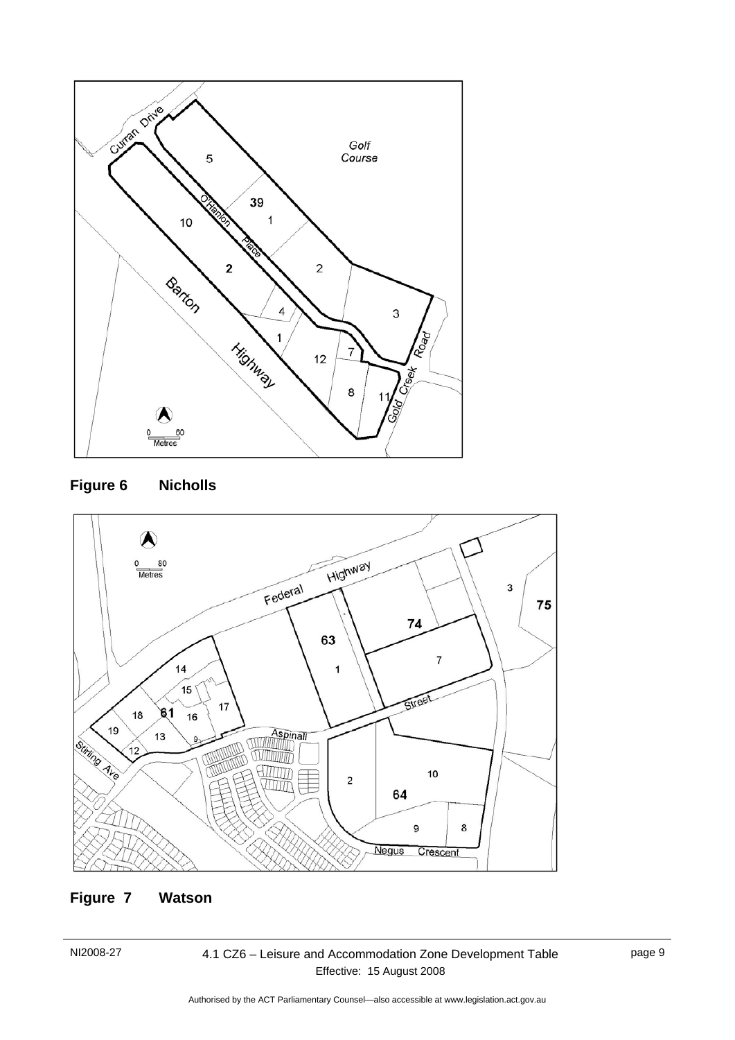**Figure 6 Nicholls**

**Figure 7 Watson**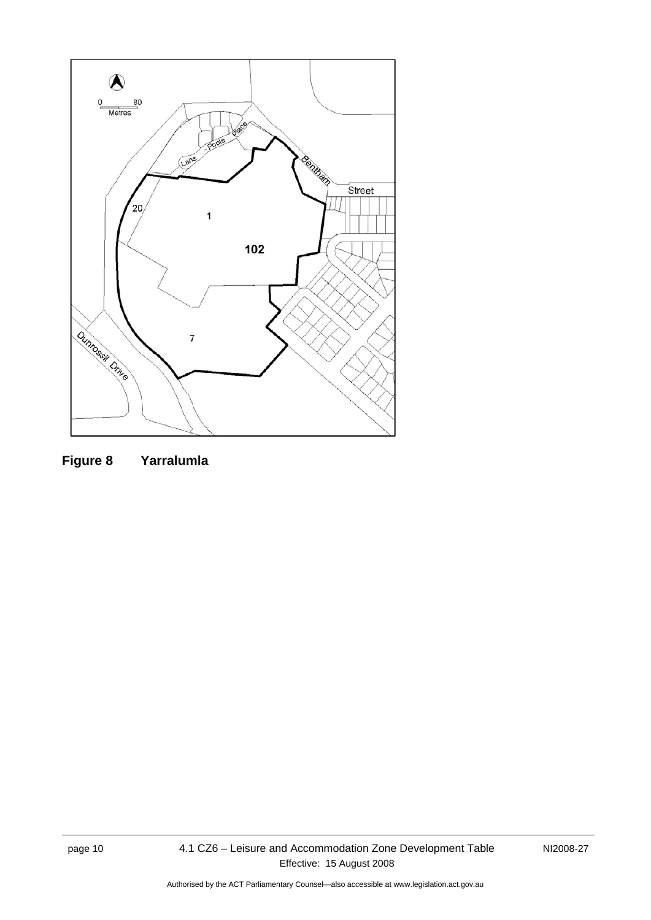0 80
Metres

Lane Poole Place

Bentham Street

20

1

102

7

Dunrossil Drive

**Figure 8 Yarralumla**